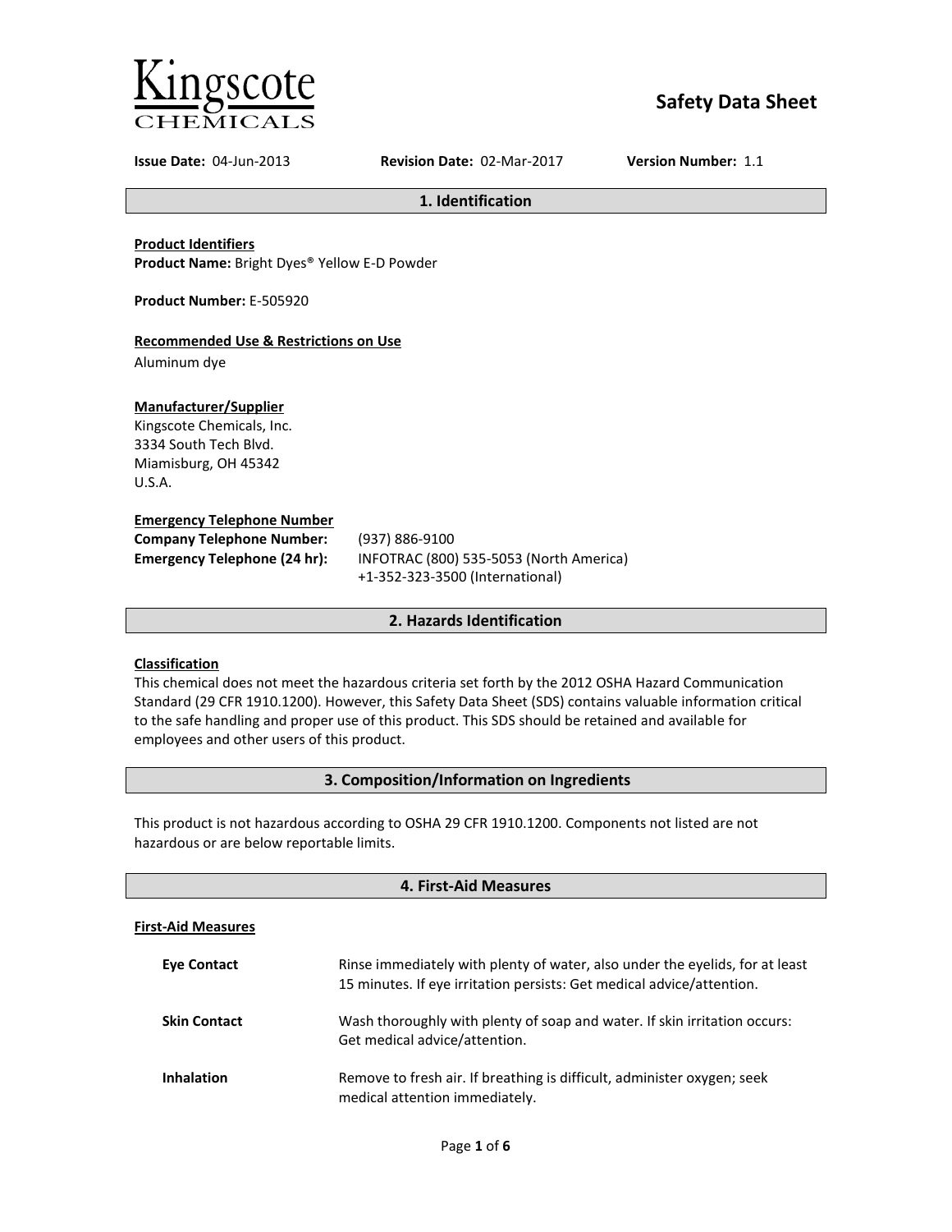Kingscote
CHEMICALS

# Safety Data Sheet

**Issue Date:** 04-Jun-2013 **Revision Date:** 02-Mar-2017 **Version Number:** 1.1

## 1. Identification

**Product Identifiers**
**Product Name:** Bright Dyes® Yellow E-D Powder

**Product Number:** E-505920

**Recommended Use & Restrictions on Use**
Aluminum dye

**Manufacturer/Supplier**
Kingscote Chemicals, Inc.
3334 South Tech Blvd.
Miamisburg, OH 45342
U.S.A.

**Emergency Telephone Number**

**Company Telephone Number:** (937) 886-9100
**Emergency Telephone (24 hr):** INFOTRAC (800) 535-5053 (North America)
+1-352-323-3500 (International)

## 2. Hazards Identification

**Classification**
This chemical does not meet the hazardous criteria set forth by the 2012 OSHA Hazard Communication Standard (29 CFR 1910.1200). However, this Safety Data Sheet (SDS) contains valuable information critical to the safe handling and proper use of this product. This SDS should be retained and available for employees and other users of this product.

## 3. Composition/Information on Ingredients

This product is not hazardous according to OSHA 29 CFR 1910.1200. Components not listed are not hazardous or are below reportable limits.

## 4. First-Aid Measures

**First-Aid Measures**

**Eye Contact** Rinse immediately with plenty of water, also under the eyelids, for at least 15 minutes. If eye irritation persists: Get medical advice/attention.

**Skin Contact** Wash thoroughly with plenty of soap and water. If skin irritation occurs: Get medical advice/attention.

**Inhalation** Remove to fresh air. If breathing is difficult, administer oxygen; seek medical attention immediately.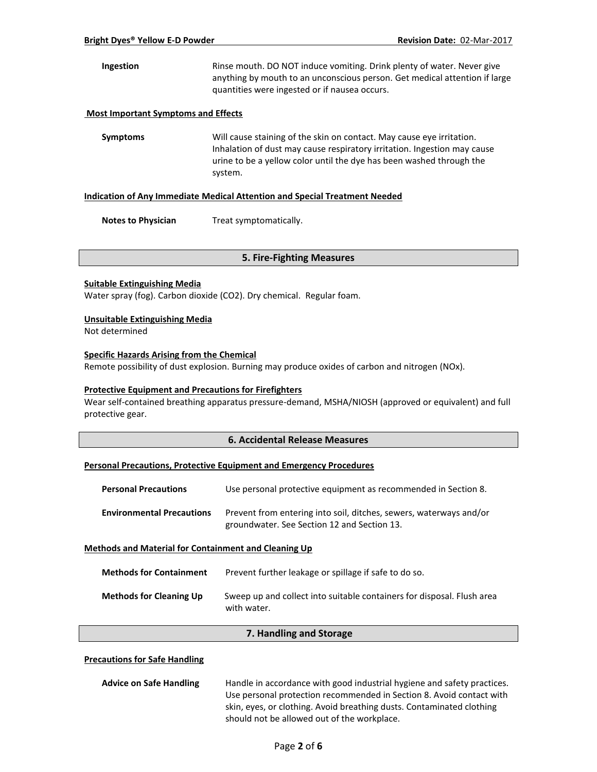**Ingestion** Rinse mouth. DO NOT induce vomiting. Drink plenty of water. Never give anything by mouth to an unconscious person. Get medical attention if large quantities were ingested or if nausea occurs.

**Most Important Symptoms and Effects**

**Symptoms** Will cause staining of the skin on contact. May cause eye irritation. Inhalation of dust may cause respiratory irritation. Ingestion may cause urine to be a yellow color until the dye has been washed through the system.

**Indication of Any Immediate Medical Attention and Special Treatment Needed**

**Notes to Physician** Treat symptomatically.

## 5. Fire-Fighting Measures

**Suitable Extinguishing Media**

Water spray (fog). Carbon dioxide ($CO_2$). Dry chemical. Regular foam.

**Unsuitable Extinguishing Media**

Not determined

**Specific Hazards Arising from the Chemical**

Remote possibility of dust explosion. Burning may produce oxides of carbon and nitrogen (NOx).

**Protective Equipment and Precautions for Firefighters**

Wear self-contained breathing apparatus pressure-demand, MSHA/NIOSH (approved or equivalent) and full protective gear.

## 6. Accidental Release Measures

**Personal Precautions, Protective Equipment and Emergency Procedures**

**Personal Precautions** Use personal protective equipment as recommended in Section 8.

**Environmental Precautions** Prevent from entering into soil, ditches, sewers, waterways and/or groundwater. See Section 12 and Section 13.

**Methods and Material for Containment and Cleaning Up**

**Methods for Containment** Prevent further leakage or spillage if safe to do so.

**Methods for Cleaning Up** Sweep up and collect into suitable containers for disposal. Flush area with water.

## 7. Handling and Storage

**Precautions for Safe Handling**

**Advice on Safe Handling** Handle in accordance with good industrial hygiene and safety practices. Use personal protection recommended in Section 8. Avoid contact with skin, eyes, or clothing. Avoid breathing dusts. Contaminated clothing should not be allowed out of the workplace.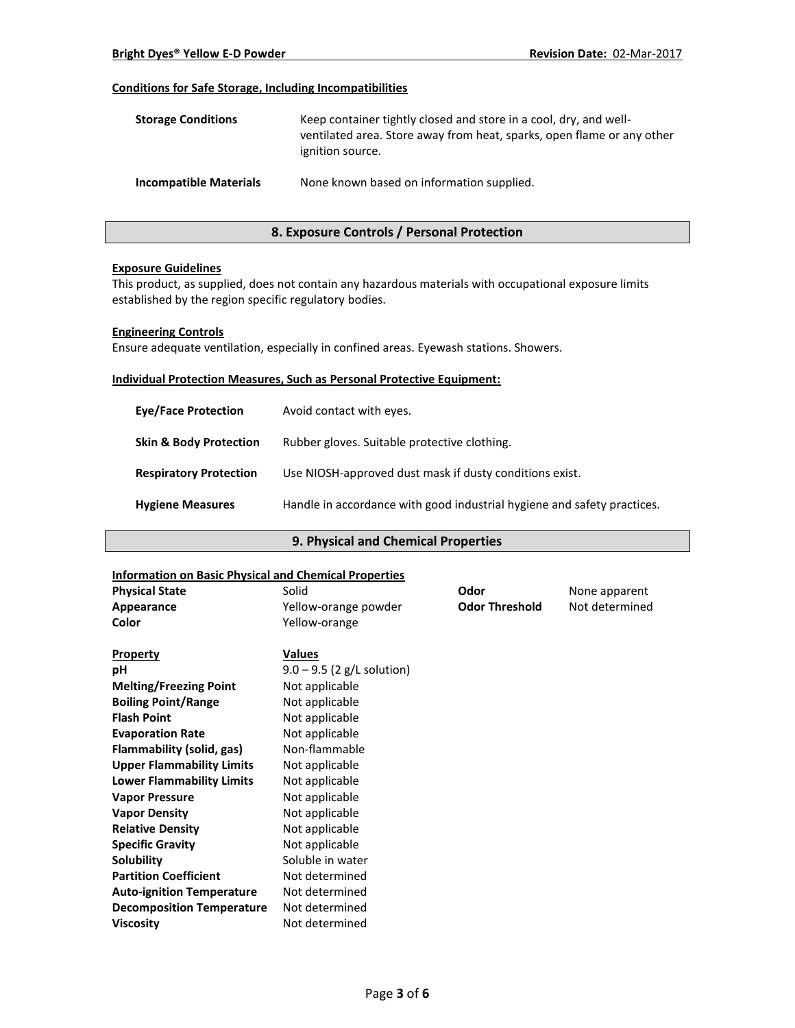#### Conditions for Safe Storage, Including Incompatibilities

| | |
|---|---|
| **Storage Conditions** | Keep container tightly closed and store in a cool, dry, and well-ventilated area. Store away from heat, sparks, open flame or any other ignition source. |
| **Incompatible Materials** | None known based on information supplied. |

## 8. Exposure Controls / Personal Protection

#### Exposure Guidelines

This product, as supplied, does not contain any hazardous materials with occupational exposure limits established by the region specific regulatory bodies.

#### Engineering Controls

Ensure adequate ventilation, especially in confined areas. Eyewash stations. Showers.

#### Individual Protection Measures, Such as Personal Protective Equipment:

| | |
|---|---|
| **Eye/Face Protection** | Avoid contact with eyes. |
| **Skin & Body Protection** | Rubber gloves. Suitable protective clothing. |
| **Respiratory Protection** | Use NIOSH-approved dust mask if dusty conditions exist. |
| **Hygiene Measures** | Handle in accordance with good industrial hygiene and safety practices. |

## 9. Physical and Chemical Properties

#### Information on Basic Physical and Chemical Properties

| | | | |
|---|---|---|---|
| **Physical State** | Solid | **Odor** | None apparent |
| **Appearance** | Yellow-orange powder | **Odor Threshold** | Not determined |
| **Color** | Yellow-orange | | |

| Property | Values |
|---|---|
| **pH** | 9.0 – 9.5 (2 g/L solution) |
| **Melting/Freezing Point** | Not applicable |
| **Boiling Point/Range** | Not applicable |
| **Flash Point** | Not applicable |
| **Evaporation Rate** | Not applicable |
| **Flammability (solid, gas)** | Non-flammable |
| **Upper Flammability Limits** | Not applicable |
| **Lower Flammability Limits** | Not applicable |
| **Vapor Pressure** | Not applicable |
| **Vapor Density** | Not applicable |
| **Relative Density** | Not applicable |
| **Specific Gravity** | Not applicable |
| **Solubility** | Soluble in water |
| **Partition Coefficient** | Not determined |
| **Auto-ignition Temperature** | Not determined |
| **Decomposition Temperature** | Not determined |
| **Viscosity** | Not determined |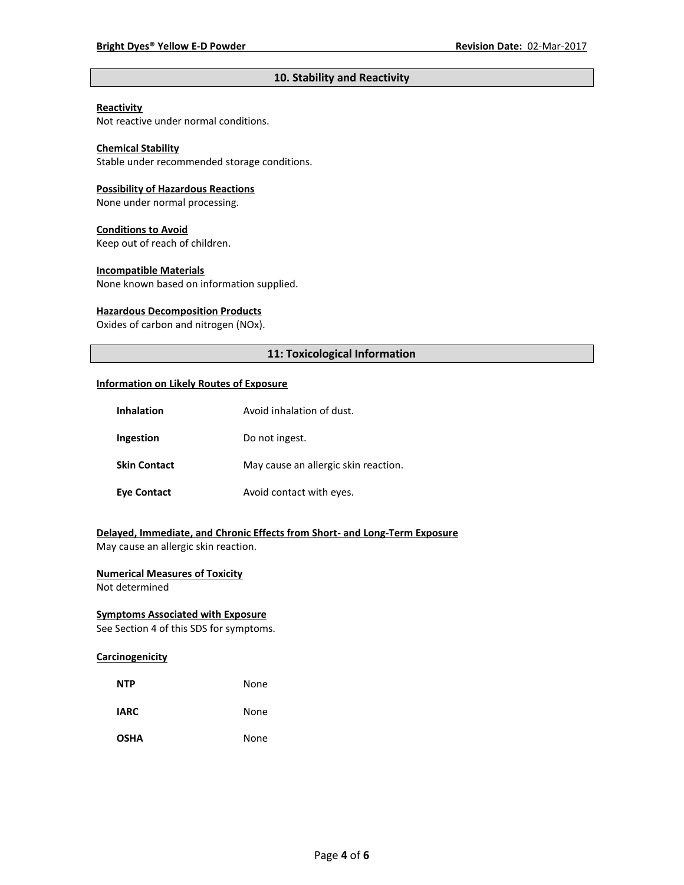## 10. Stability and Reactivity

**Reactivity**
Not reactive under normal conditions.

**Chemical Stability**
Stable under recommended storage conditions.

**Possibility of Hazardous Reactions**
None under normal processing.

**Conditions to Avoid**
Keep out of reach of children.

**Incompatible Materials**
None known based on information supplied.

**Hazardous Decomposition Products**
Oxides of carbon and nitrogen (NOx).

## 11: Toxicological Information

**Information on Likely Routes of Exposure**

| | |
|---|---|
| **Inhalation** | Avoid inhalation of dust. |
| **Ingestion** | Do not ingest. |
| **Skin Contact** | May cause an allergic skin reaction. |
| **Eye Contact** | Avoid contact with eyes. |

**Delayed, Immediate, and Chronic Effects from Short- and Long-Term Exposure**
May cause an allergic skin reaction.

**Numerical Measures of Toxicity**
Not determined

**Symptoms Associated with Exposure**
See Section 4 of this SDS for symptoms.

**Carcinogenicity**

| | |
|---|---|
| **NTP** | None |
| **IARC** | None |
| **OSHA** | None |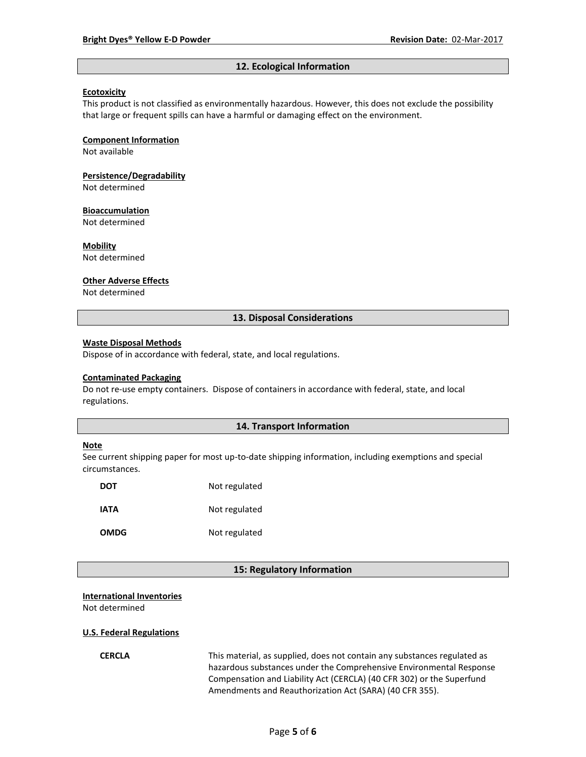## 12. Ecological Information

**Ecotoxicity**

This product is not classified as environmentally hazardous. However, this does not exclude the possibility that large or frequent spills can have a harmful or damaging effect on the environment.

**Component Information**

Not available

**Persistence/Degradability**

Not determined

**Bioaccumulation**

Not determined

**Mobility**

Not determined

**Other Adverse Effects**

Not determined

## 13. Disposal Considerations

**Waste Disposal Methods**

Dispose of in accordance with federal, state, and local regulations.

**Contaminated Packaging**

Do not re-use empty containers. Dispose of containers in accordance with federal, state, and local regulations.

## 14. Transport Information

**Note**

See current shipping paper for most up-to-date shipping information, including exemptions and special circumstances.

| | |
|---|---|
| **DOT** | Not regulated |
| **IATA** | Not regulated |
| **OMDG** | Not regulated |

## 15: Regulatory Information

**International Inventories**

Not determined

**U.S. Federal Regulations**

| | |
|---|---|
| **CERCLA** | This material, as supplied, does not contain any substances regulated as hazardous substances under the Comprehensive Environmental Response Compensation and Liability Act (CERCLA) (40 CFR 302) or the Superfund Amendments and Reauthorization Act (SARA) (40 CFR 355). |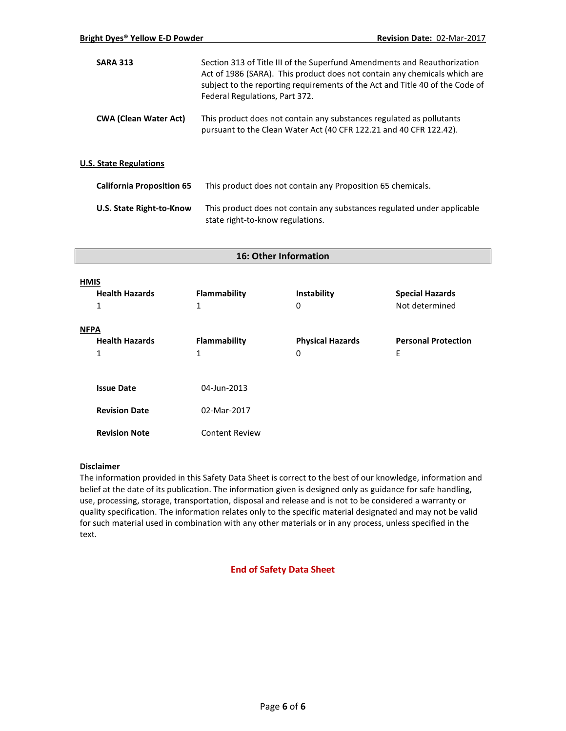| | |
|---|---|
| **SARA 313** | Section 313 of Title III of the Superfund Amendments and Reauthorization Act of 1986 (SARA). This product does not contain any chemicals which are subject to the reporting requirements of the Act and Title 40 of the Code of Federal Regulations, Part 372. |
| **CWA (Clean Water Act)** | This product does not contain any substances regulated as pollutants pursuant to the Clean Water Act (40 CFR 122.21 and 40 CFR 122.42). |

**U.S. State Regulations**

| | |
|---|---|
| **California Proposition 65** | This product does not contain any Proposition 65 chemicals. |
| **U.S. State Right-to-Know** | This product does not contain any substances regulated under applicable state right-to-know regulations. |

## 16: Other Information

**HMIS**

| Health Hazards | Flammability | Instability | Special Hazards |
|---|---|---|---|
| 1 | 1 | 0 | Not determined |

**NFPA**

| Health Hazards | Flammability | Physical Hazards | Personal Protection |
|---|---|---|---|
| 1 | 1 | 0 | E |

| | |
|---|---|
| **Issue Date** | 04-Jun-2013 |
| **Revision Date** | 02-Mar-2017 |
| **Revision Note** | Content Review |

**Disclaimer**

The information provided in this Safety Data Sheet is correct to the best of our knowledge, information and belief at the date of its publication. The information given is designed only as guidance for safe handling, use, processing, storage, transportation, disposal and release and is not to be considered a warranty or quality specification. The information relates only to the specific material designated and may not be valid for such material used in combination with any other materials or in any process, unless specified in the text.

**End of Safety Data Sheet**